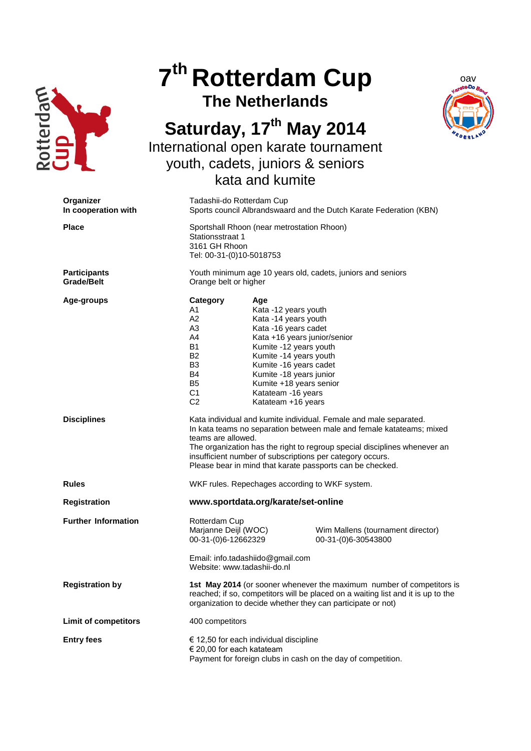# 7th Rotterdam Cup

## The Netherlands

## Saturday, 17th May 2014

International open karate tournament
youth, cadets, juniors & seniors
kata and kumite

**Organizer** — Tadashii-do Rotterdam Cup

**In cooperation with** — Sports council Albrandswaard and the Dutch Karate Federation (KBN)

**Place** — Sportshall Rhoon (near metrostation Rhoon)
Stationsstraat 1
3161 GH Rhoon
Tel: 00-31-(0)10-5018753

**Participants** — Youth minimum age 10 years old, cadets, juniors and seniors

**Grade/Belt** — Orange belt or higher

**Age-groups**

| Category | Age |
|---|---|
| A1 | Kata -12 years youth |
| A2 | Kata -14 years youth |
| A3 | Kata -16 years cadet |
| A4 | Kata +16 years junior/senior |
| B1 | Kumite -12 years youth |
| B2 | Kumite -14 years youth |
| B3 | Kumite -16 years cadet |
| B4 | Kumite -18 years junior |
| B5 | Kumite +18 years senior |
| C1 | Katateam -16 years |
| C2 | Katateam +16 years |

**Disciplines** — Kata individual and kumite individual. Female and male separated.
In kata teams no separation between male and female katateams; mixed teams are allowed.
The organization has the right to regroup special disciplines whenever an insufficient number of subscriptions per category occurs.
Please bear in mind that karate passports can be checked.

**Rules** — WKF rules. Repechages according to WKF system.

**Registration** — **www.sportdata.org/karate/set-online**

**Further Information** — Rotterdam Cup
Marjanne Deijl (WOC) 00-31-(0)6-12662329
Wim Mallens (tournament director) 00-31-(0)6-30543800

Email: info.tadashiido@gmail.com
Website: www.tadashii-do.nl

**Registration by** — **1st May 2014** (or sooner whenever the maximum number of competitors is reached; if so, competitors will be placed on a waiting list and it is up to the organization to decide whether they can participate or not)

**Limit of competitors** — 400 competitors

**Entry fees** — € 12,50 for each individual discipline
€ 20,00 for each katateam
Payment for foreign clubs in cash on the day of competition.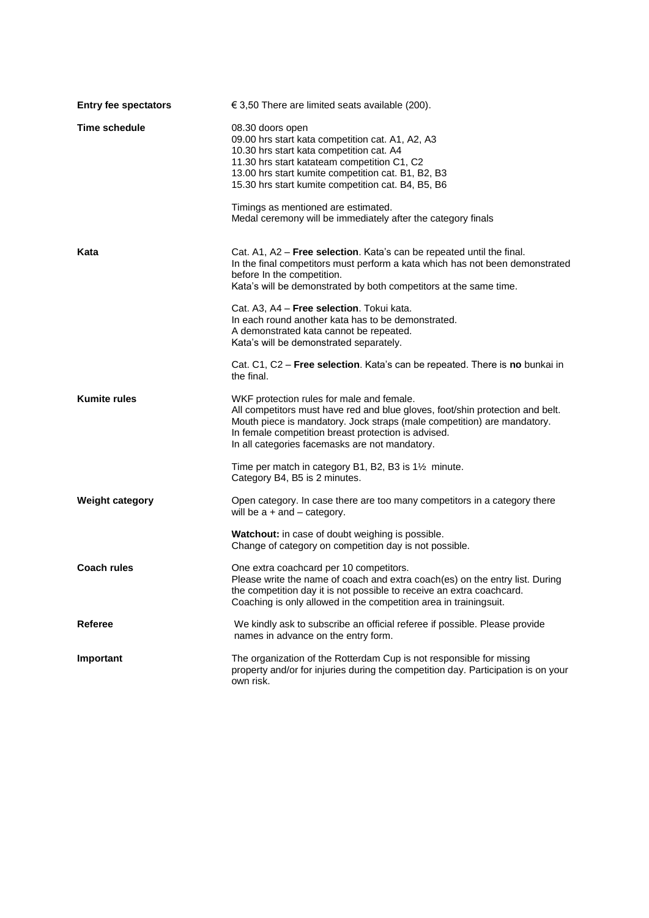**Entry fee spectators** € 3,50 There are limited seats available (200).

**Time schedule**

08.30 doors open
09.00 hrs start kata competition cat. A1, A2, A3
10.30 hrs start kata competition cat. A4
11.30 hrs start katateam competition C1, C2
13.00 hrs start kumite competition cat. B1, B2, B3
15.30 hrs start kumite competition cat. B4, B5, B6

Timings as mentioned are estimated.
Medal ceremony will be immediately after the category finals

**Kata**

Cat. A1, A2 – **Free selection**. Kata's can be repeated until the final.
In the final competitors must perform a kata which has not been demonstrated before In the competition.
Kata's will be demonstrated by both competitors at the same time.

Cat. A3, A4 – **Free selection**. Tokui kata.
In each round another kata has to be demonstrated.
A demonstrated kata cannot be repeated.
Kata's will be demonstrated separately.

Cat. C1, C2 – **Free selection**. Kata's can be repeated. There is **no** bunkai in the final.

**Kumite rules**

WKF protection rules for male and female.
All competitors must have red and blue gloves, foot/shin protection and belt.
Mouth piece is mandatory. Jock straps (male competition) are mandatory.
In female competition breast protection is advised.
In all categories facemasks are not mandatory.

Time per match in category B1, B2, B3 is 1½ minute.
Category B4, B5 is 2 minutes.

**Weight category**

Open category. In case there are too many competitors in a category there will be a + and – category.

**Watchout:** in case of doubt weighing is possible.
Change of category on competition day is not possible.

**Coach rules**

One extra coachcard per 10 competitors.
Please write the name of coach and extra coach(es) on the entry list. During the competition day it is not possible to receive an extra coachcard.
Coaching is only allowed in the competition area in trainingsuit.

**Referee**

We kindly ask to subscribe an official referee if possible. Please provide names in advance on the entry form.

**Important**

The organization of the Rotterdam Cup is not responsible for missing property and/or for injuries during the competition day. Participation is on your own risk.